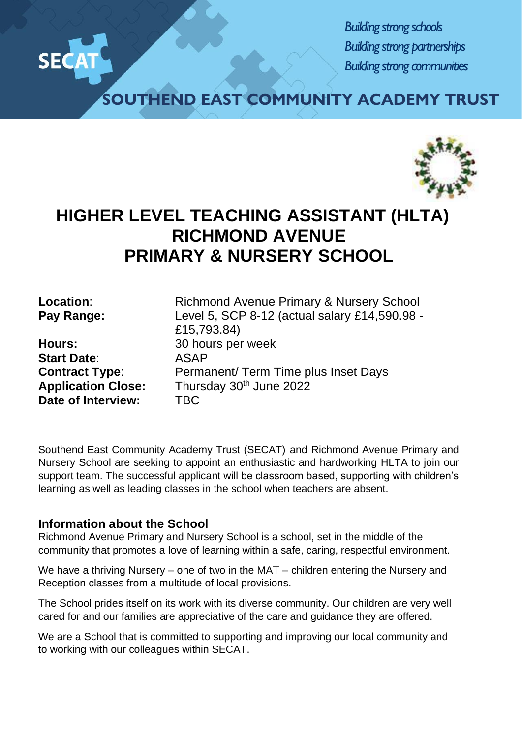SECAT

*Building strong schools*
*Building strong partnerships*
*Building strong communities*

SOUTHEND EAST COMMUNITY ACADEMY TRUST

# HIGHER LEVEL TEACHING ASSISTANT (HLTA) RICHMOND AVENUE PRIMARY & NURSERY SCHOOL

| | |
|---|---|
| **Location**: | Richmond Avenue Primary & Nursery School |
| **Pay Range:** | Level 5, SCP 8-12 (actual salary £14,590.98 - £15,793.84) |
| **Hours:** | 30 hours per week |
| **Start Date**: | ASAP |
| **Contract Type**: | Permanent/ Term Time plus Inset Days |
| **Application Close:** | Thursday 30th June 2022 |
| **Date of Interview:** | TBC |

Southend East Community Academy Trust (SECAT) and Richmond Avenue Primary and Nursery School are seeking to appoint an enthusiastic and hardworking HLTA to join our support team. The successful applicant will be classroom based, supporting with children's learning as well as leading classes in the school when teachers are absent.

## Information about the School

Richmond Avenue Primary and Nursery School is a school, set in the middle of the community that promotes a love of learning within a safe, caring, respectful environment.

We have a thriving Nursery – one of two in the MAT – children entering the Nursery and Reception classes from a multitude of local provisions.

The School prides itself on its work with its diverse community. Our children are very well cared for and our families are appreciative of the care and guidance they are offered.

We are a School that is committed to supporting and improving our local community and to working with our colleagues within SECAT.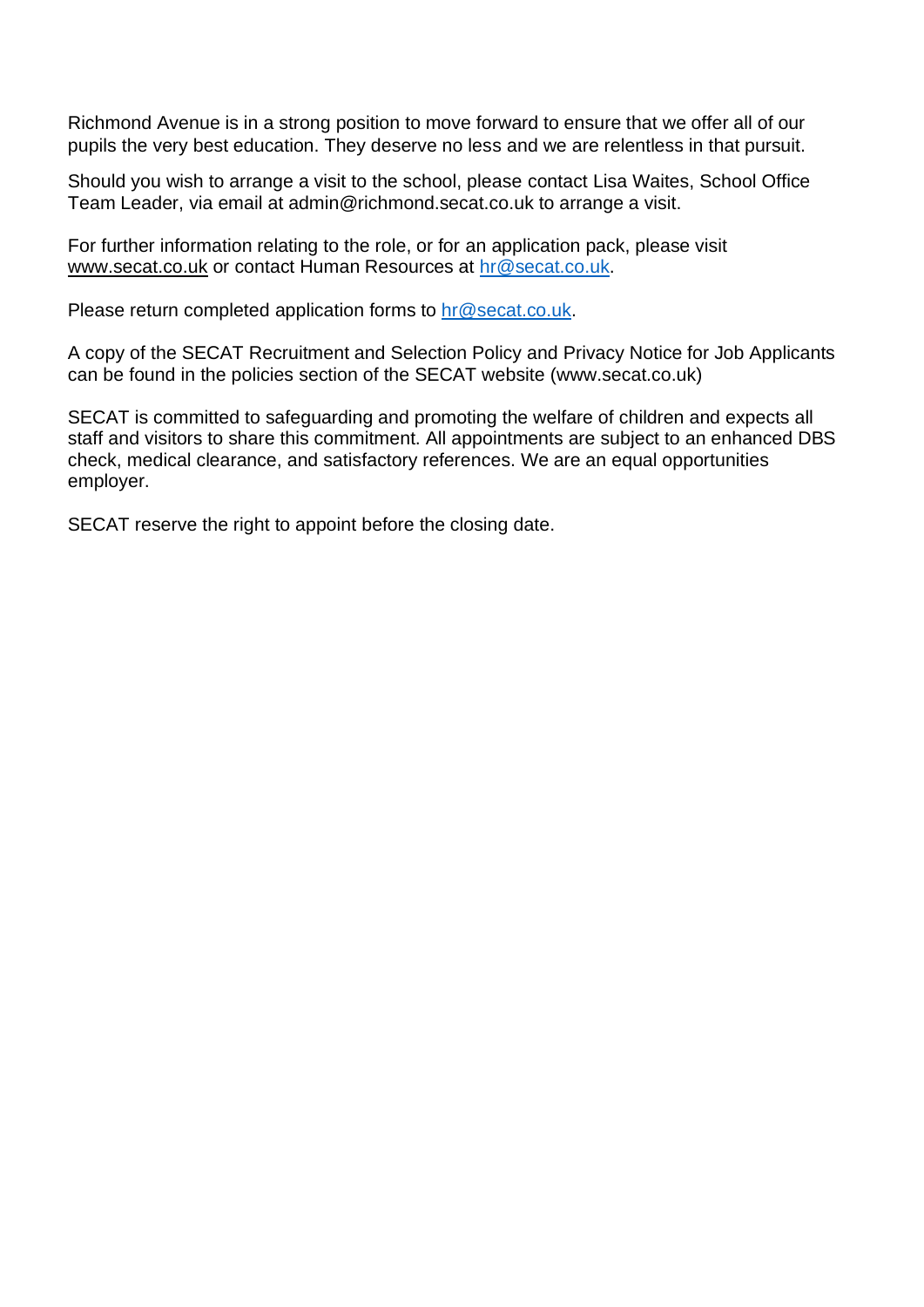Richmond Avenue is in a strong position to move forward to ensure that we offer all of our pupils the very best education. They deserve no less and we are relentless in that pursuit.

Should you wish to arrange a visit to the school, please contact Lisa Waites, School Office Team Leader, via email at admin@richmond.secat.co.uk to arrange a visit.

For further information relating to the role, or for an application pack, please visit www.secat.co.uk or contact Human Resources at hr@secat.co.uk.

Please return completed application forms to hr@secat.co.uk.

A copy of the SECAT Recruitment and Selection Policy and Privacy Notice for Job Applicants can be found in the policies section of the SECAT website (www.secat.co.uk)

SECAT is committed to safeguarding and promoting the welfare of children and expects all staff and visitors to share this commitment. All appointments are subject to an enhanced DBS check, medical clearance, and satisfactory references. We are an equal opportunities employer.

SECAT reserve the right to appoint before the closing date.